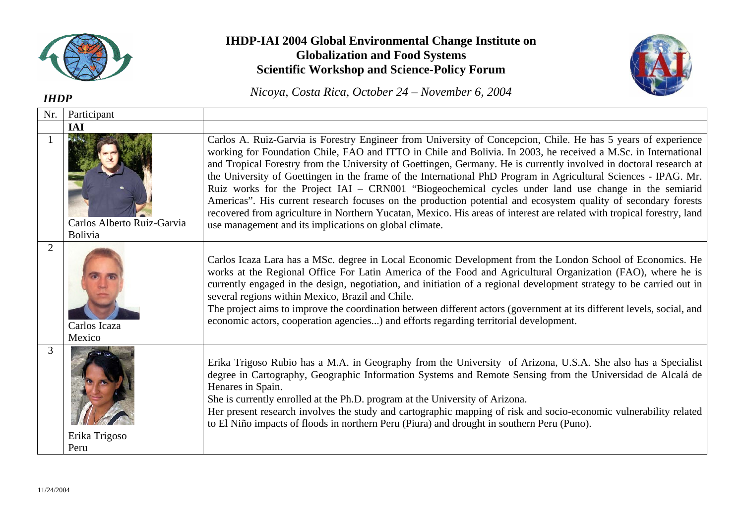# IHDP-IAI 2004 Global Environmental Change Institute on Globalization and Food Systems Scientific Workshop and Science-Policy Forum

***IHDP***

*Nicoya, Costa Rica, October 24 – November 6, 2004*

| Nr. | Participant | |
|---|---|---|
| | **IAI** | |
| 1 | Carlos Alberto Ruiz-Garvia<br>Bolivia | Carlos A. Ruiz-Garvia is Forestry Engineer from University of Concepcion, Chile. He has 5 years of experience working for Foundation Chile, FAO and ITTO in Chile and Bolivia. In 2003, he received a M.Sc. in International and Tropical Forestry from the University of Goettingen, Germany. He is currently involved in doctoral research at the University of Goettingen in the frame of the International PhD Program in Agricultural Sciences - IPAG. Mr. Ruiz works for the Project IAI – CRN001 "Biogeochemical cycles under land use change in the semiarid Americas". His current research focuses on the production potential and ecosystem quality of secondary forests recovered from agriculture in Northern Yucatan, Mexico. His areas of interest are related with tropical forestry, land use management and its implications on global climate. |
| 2 | Carlos Icaza<br>Mexico | Carlos Icaza Lara has a MSc. degree in Local Economic Development from the London School of Economics. He works at the Regional Office For Latin America of the Food and Agricultural Organization (FAO), where he is currently engaged in the design, negotiation, and initiation of a regional development strategy to be carried out in several regions within Mexico, Brazil and Chile.<br>The project aims to improve the coordination between different actors (government at its different levels, social, and economic actors, cooperation agencies...) and efforts regarding territorial development. |
| 3 | Erika Trigoso<br>Peru | Erika Trigoso Rubio has a M.A. in Geography from the University of Arizona, U.S.A. She also has a Specialist degree in Cartography, Geographic Information Systems and Remote Sensing from the Universidad de Alcalá de Henares in Spain.<br>She is currently enrolled at the Ph.D. program at the University of Arizona.<br>Her present research involves the study and cartographic mapping of risk and socio-economic vulnerability related to El Niño impacts of floods in northern Peru (Piura) and drought in southern Peru (Puno). |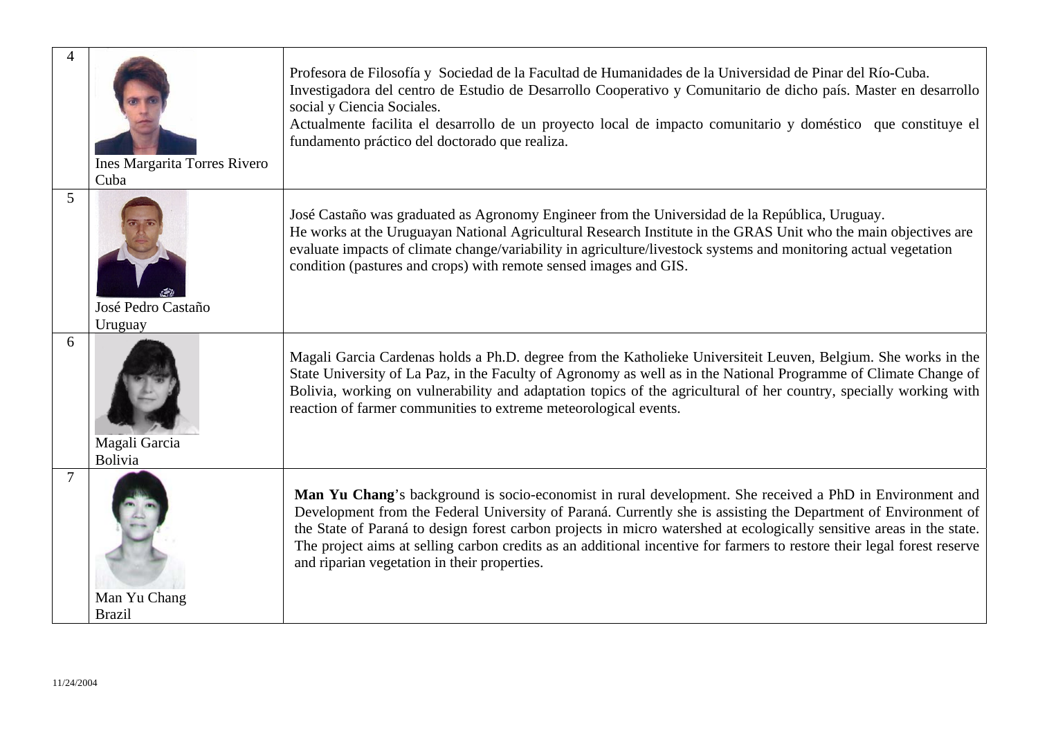| 4 | Ines Margarita Torres Rivero<br>Cuba | Profesora de Filosofía y Sociedad de la Facultad de Humanidades de la Universidad de Pinar del Río-Cuba. Investigadora del centro de Estudio de Desarrollo Cooperativo y Comunitario de dicho país. Master en desarrollo social y Ciencia Sociales.<br>Actualmente facilita el desarrollo de un proyecto local de impacto comunitario y doméstico que constituye el fundamento práctico del doctorado que realiza. |
|---|---|---|
| 5 | José Pedro Castaño<br>Uruguay | José Castaño was graduated as Agronomy Engineer from the Universidad de la República, Uruguay.<br>He works at the Uruguayan National Agricultural Research Institute in the GRAS Unit who the main objectives are evaluate impacts of climate change/variability in agriculture/livestock systems and monitoring actual vegetation condition (pastures and crops) with remote sensed images and GIS. |
| 6 | Magali Garcia<br>Bolivia | Magali Garcia Cardenas holds a Ph.D. degree from the Katholieke Universiteit Leuven, Belgium. She works in the State University of La Paz, in the Faculty of Agronomy as well as in the National Programme of Climate Change of Bolivia, working on vulnerability and adaptation topics of the agricultural of her country, specially working with reaction of farmer communities to extreme meteorological events. |
| 7 | Man Yu Chang<br>Brazil | **Man Yu Chang**'s background is socio-economist in rural development. She received a PhD in Environment and Development from the Federal University of Paraná. Currently she is assisting the Department of Environment of the State of Paraná to design forest carbon projects in micro watershed at ecologically sensitive areas in the state. The project aims at selling carbon credits as an additional incentive for farmers to restore their legal forest reserve and riparian vegetation in their properties. |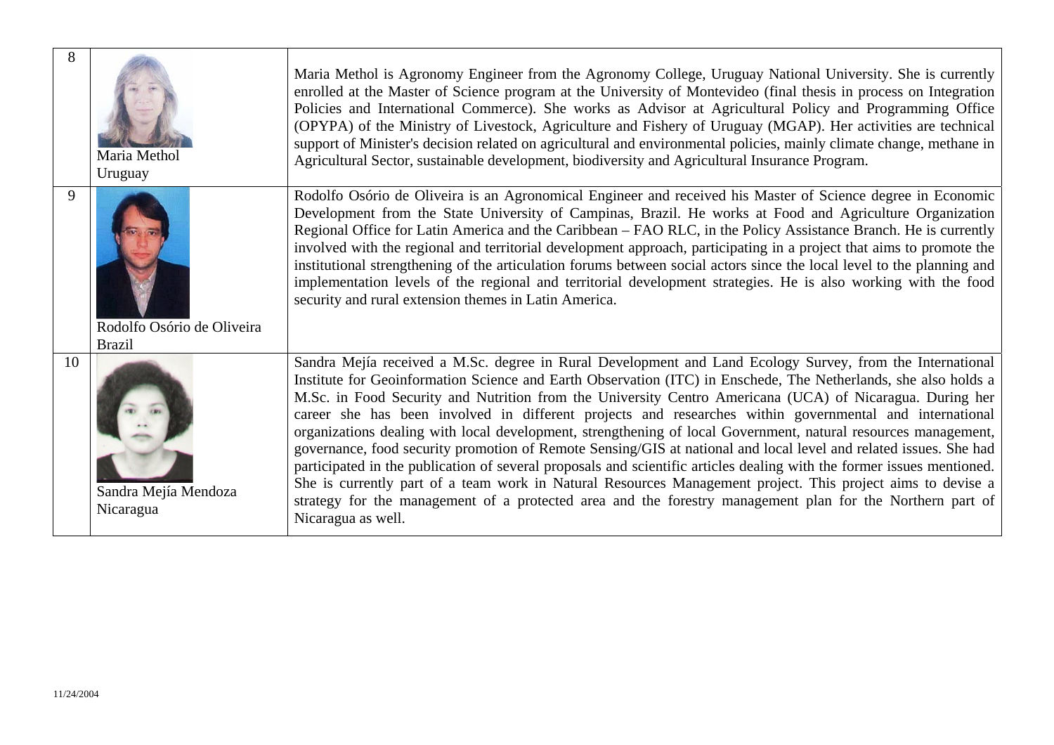| | | |
|---|---|---|
| 8 | Maria Methol<br>Uruguay | Maria Methol is Agronomy Engineer from the Agronomy College, Uruguay National University. She is currently enrolled at the Master of Science program at the University of Montevideo (final thesis in process on Integration Policies and International Commerce). She works as Advisor at Agricultural Policy and Programming Office (OPYPA) of the Ministry of Livestock, Agriculture and Fishery of Uruguay (MGAP). Her activities are technical support of Minister's decision related on agricultural and environmental policies, mainly climate change, methane in Agricultural Sector, sustainable development, biodiversity and Agricultural Insurance Program. |
| 9 | Rodolfo Osório de Oliveira<br>Brazil | Rodolfo Osório de Oliveira is an Agronomical Engineer and received his Master of Science degree in Economic Development from the State University of Campinas, Brazil. He works at Food and Agriculture Organization Regional Office for Latin America and the Caribbean – FAO RLC, in the Policy Assistance Branch. He is currently involved with the regional and territorial development approach, participating in a project that aims to promote the institutional strengthening of the articulation forums between social actors since the local level to the planning and implementation levels of the regional and territorial development strategies. He is also working with the food security and rural extension themes in Latin America. |
| 10 | Sandra Mejía Mendoza<br>Nicaragua | Sandra Mejía received a M.Sc. degree in Rural Development and Land Ecology Survey, from the International Institute for Geoinformation Science and Earth Observation (ITC) in Enschede, The Netherlands, she also holds a M.Sc. in Food Security and Nutrition from the University Centro Americana (UCA) of Nicaragua. During her career she has been involved in different projects and researches within governmental and international organizations dealing with local development, strengthening of local Government, natural resources management, governance, food security promotion of Remote Sensing/GIS at national and local level and related issues. She had participated in the publication of several proposals and scientific articles dealing with the former issues mentioned. She is currently part of a team work in Natural Resources Management project. This project aims to devise a strategy for the management of a protected area and the forestry management plan for the Northern part of Nicaragua as well. |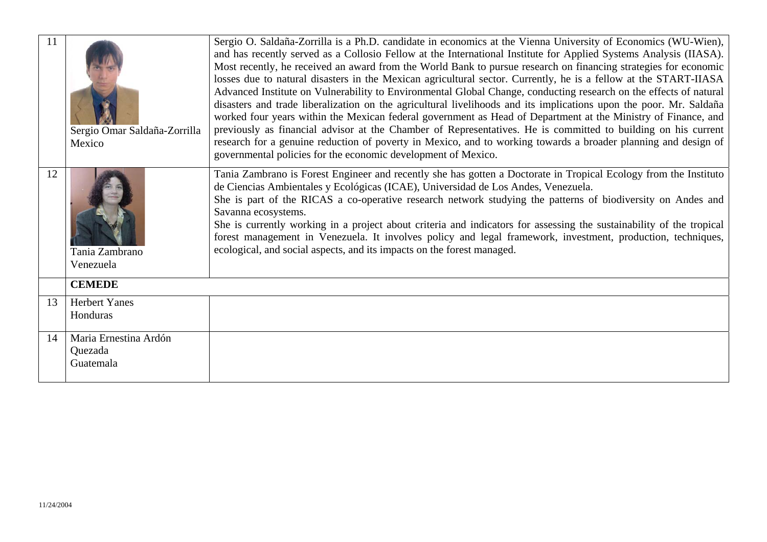| | | |
|---|---|---|
| 11 | Sergio Omar Saldaña-Zorrilla<br>Mexico | Sergio O. Saldaña-Zorrilla is a Ph.D. candidate in economics at the Vienna University of Economics (WU-Wien), and has recently served as a Collosio Fellow at the International Institute for Applied Systems Analysis (IIASA). Most recently, he received an award from the World Bank to pursue research on financing strategies for economic losses due to natural disasters in the Mexican agricultural sector. Currently, he is a fellow at the START-IIASA Advanced Institute on Vulnerability to Environmental Global Change, conducting research on the effects of natural disasters and trade liberalization on the agricultural livelihoods and its implications upon the poor. Mr. Saldaña worked four years within the Mexican federal government as Head of Department at the Ministry of Finance, and previously as financial advisor at the Chamber of Representatives. He is committed to building on his current research for a genuine reduction of poverty in Mexico, and to working towards a broader planning and design of governmental policies for the economic development of Mexico. |
| 12 | Tania Zambrano<br>Venezuela | Tania Zambrano is Forest Engineer and recently she has gotten a Doctorate in Tropical Ecology from the Instituto de Ciencias Ambientales y Ecológicas (ICAE), Universidad de Los Andes, Venezuela.<br>She is part of the RICAS a co-operative research network studying the patterns of biodiversity on Andes and Savanna ecosystems.<br>She is currently working in a project about criteria and indicators for assessing the sustainability of the tropical forest management in Venezuela. It involves policy and legal framework, investment, production, techniques, ecological, and social aspects, and its impacts on the forest managed. |
| | **CEMEDE** | |
| 13 | Herbert Yanes<br>Honduras | |
| 14 | Maria Ernestina Ardón Quezada<br>Guatemala | |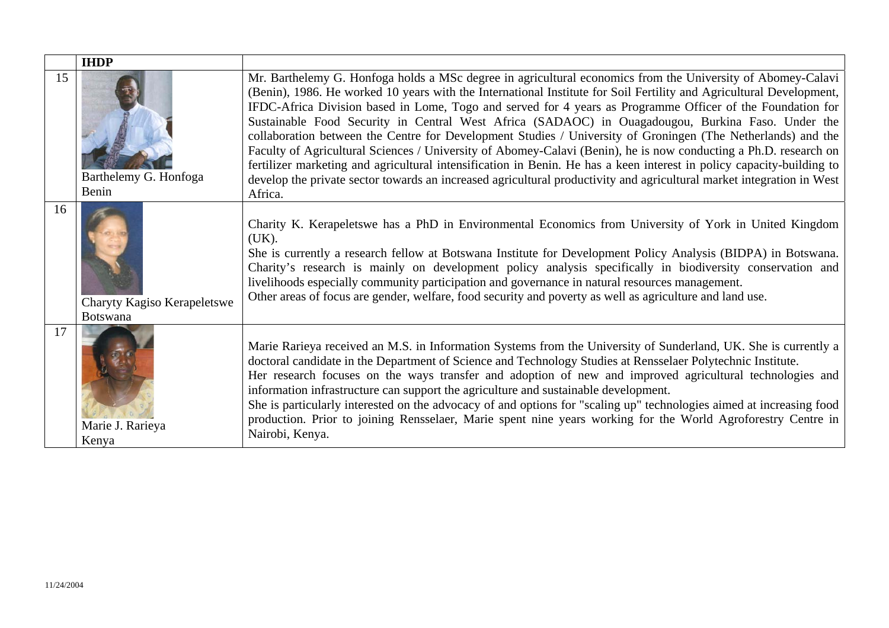| | IHDP | |
|---|---|---|
| 15 | Barthelemy G. Honfoga<br>Benin | Mr. Barthelemy G. Honfoga holds a MSc degree in agricultural economics from the University of Abomey-Calavi (Benin), 1986. He worked 10 years with the International Institute for Soil Fertility and Agricultural Development, IFDC-Africa Division based in Lome, Togo and served for 4 years as Programme Officer of the Foundation for Sustainable Food Security in Central West Africa (SADAOC) in Ouagadougou, Burkina Faso. Under the collaboration between the Centre for Development Studies / University of Groningen (The Netherlands) and the Faculty of Agricultural Sciences / University of Abomey-Calavi (Benin), he is now conducting a Ph.D. research on fertilizer marketing and agricultural intensification in Benin. He has a keen interest in policy capacity-building to develop the private sector towards an increased agricultural productivity and agricultural market integration in West Africa. |
| 16 | Charyty Kagiso Kerapeletswe<br>Botswana | Charity K. Kerapeletswe has a PhD in Environmental Economics from University of York in United Kingdom (UK).<br>She is currently a research fellow at Botswana Institute for Development Policy Analysis (BIDPA) in Botswana. Charity's research is mainly on development policy analysis specifically in biodiversity conservation and livelihoods especially community participation and governance in natural resources management.<br>Other areas of focus are gender, welfare, food security and poverty as well as agriculture and land use. |
| 17 | Marie J. Rarieya<br>Kenya | Marie Rarieya received an M.S. in Information Systems from the University of Sunderland, UK. She is currently a doctoral candidate in the Department of Science and Technology Studies at Rensselaer Polytechnic Institute.<br>Her research focuses on the ways transfer and adoption of new and improved agricultural technologies and information infrastructure can support the agriculture and sustainable development.<br>She is particularly interested on the advocacy of and options for "scaling up" technologies aimed at increasing food production. Prior to joining Rensselaer, Marie spent nine years working for the World Agroforestry Centre in Nairobi, Kenya. |

11/24/2004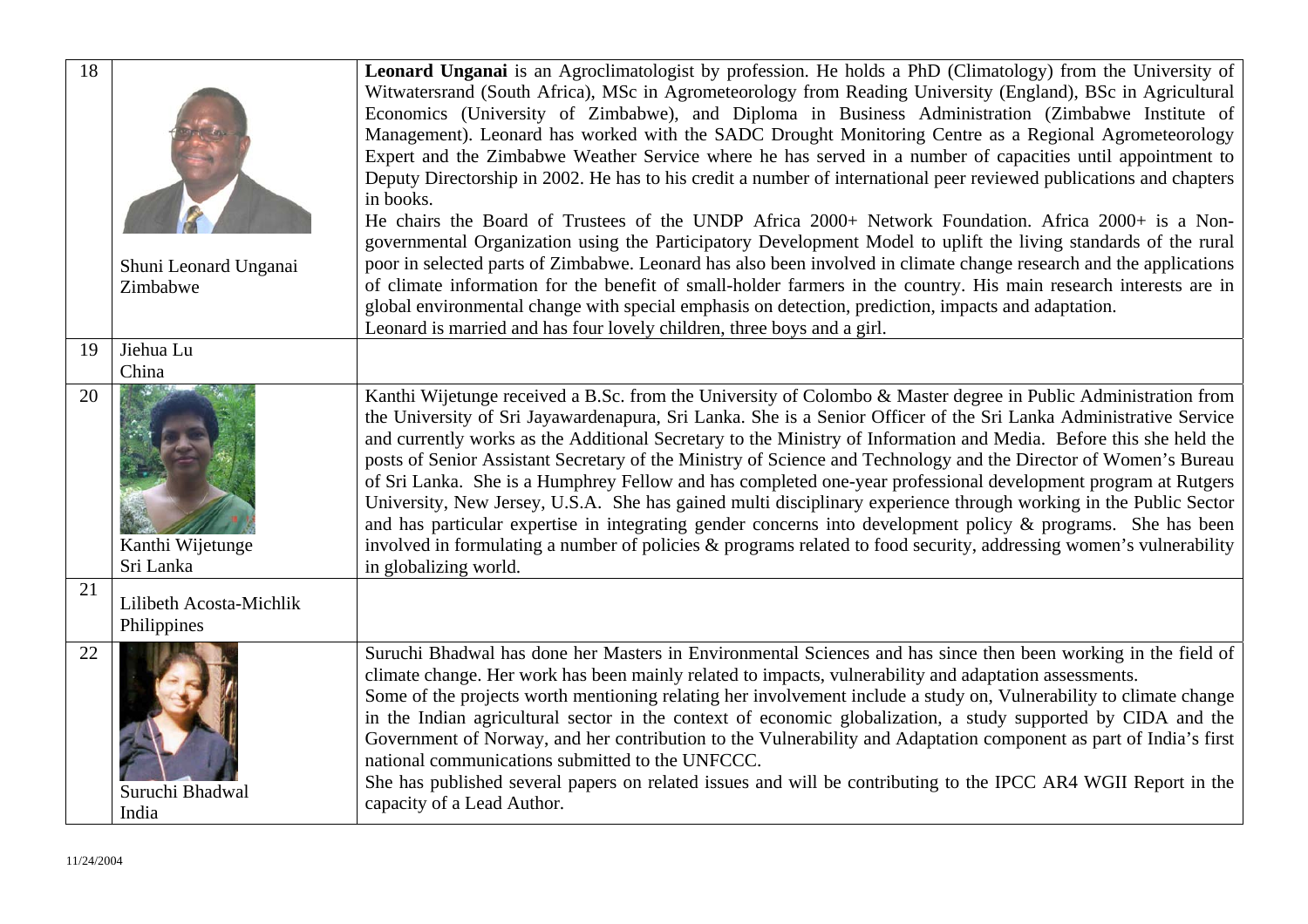| | | |
|---|---|---|
| 18 | Shuni Leonard Unganai<br>Zimbabwe | **Leonard Unganai** is an Agroclimatologist by profession. He holds a PhD (Climatology) from the University of Witwatersrand (South Africa), MSc in Agrometeorology from Reading University (England), BSc in Agricultural Economics (University of Zimbabwe), and Diploma in Business Administration (Zimbabwe Institute of Management). Leonard has worked with the SADC Drought Monitoring Centre as a Regional Agrometeorology Expert and the Zimbabwe Weather Service where he has served in a number of capacities until appointment to Deputy Directorship in 2002. He has to his credit a number of international peer reviewed publications and chapters in books.<br>He chairs the Board of Trustees of the UNDP Africa 2000+ Network Foundation. Africa 2000+ is a Non-governmental Organization using the Participatory Development Model to uplift the living standards of the rural poor in selected parts of Zimbabwe. Leonard has also been involved in climate change research and the applications of climate information for the benefit of small-holder farmers in the country. His main research interests are in global environmental change with special emphasis on detection, prediction, impacts and adaptation.<br>Leonard is married and has four lovely children, three boys and a girl. |
| 19 | Jiehua Lu<br>China | |
| 20 | Kanthi Wijetunge<br>Sri Lanka | Kanthi Wijetunge received a B.Sc. from the University of Colombo & Master degree in Public Administration from the University of Sri Jayawardenapura, Sri Lanka. She is a Senior Officer of the Sri Lanka Administrative Service and currently works as the Additional Secretary to the Ministry of Information and Media. Before this she held the posts of Senior Assistant Secretary of the Ministry of Science and Technology and the Director of Women's Bureau of Sri Lanka. She is a Humphrey Fellow and has completed one-year professional development program at Rutgers University, New Jersey, U.S.A. She has gained multi disciplinary experience through working in the Public Sector and has particular expertise in integrating gender concerns into development policy & programs. She has been involved in formulating a number of policies & programs related to food security, addressing women's vulnerability in globalizing world. |
| 21 | Lilibeth Acosta-Michlik<br>Philippines | |
| 22 | Suruchi Bhadwal<br>India | Suruchi Bhadwal has done her Masters in Environmental Sciences and has since then been working in the field of climate change. Her work has been mainly related to impacts, vulnerability and adaptation assessments.<br>Some of the projects worth mentioning relating her involvement include a study on, Vulnerability to climate change in the Indian agricultural sector in the context of economic globalization, a study supported by CIDA and the Government of Norway, and her contribution to the Vulnerability and Adaptation component as part of India's first national communications submitted to the UNFCCC.<br>She has published several papers on related issues and will be contributing to the IPCC AR4 WGII Report in the capacity of a Lead Author. |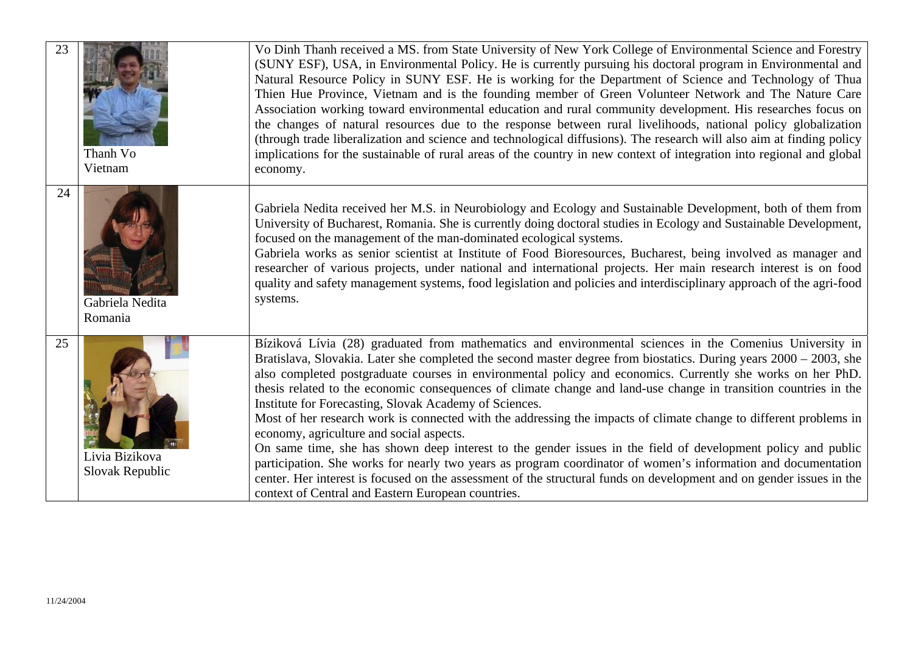| | | |
|---|---|---|
| 23 | Thanh Vo<br>Vietnam | Vo Dinh Thanh received a MS. from State University of New York College of Environmental Science and Forestry (SUNY ESF), USA, in Environmental Policy. He is currently pursuing his doctoral program in Environmental and Natural Resource Policy in SUNY ESF. He is working for the Department of Science and Technology of Thua Thien Hue Province, Vietnam and is the founding member of Green Volunteer Network and The Nature Care Association working toward environmental education and rural community development. His researches focus on the changes of natural resources due to the response between rural livelihoods, national policy globalization (through trade liberalization and science and technological diffusions). The research will also aim at finding policy implications for the sustainable of rural areas of the country in new context of integration into regional and global economy. |
| 24 | Gabriela Nedita<br>Romania | Gabriela Nedita received her M.S. in Neurobiology and Ecology and Sustainable Development, both of them from University of Bucharest, Romania. She is currently doing doctoral studies in Ecology and Sustainable Development, focused on the management of the man-dominated ecological systems.<br>Gabriela works as senior scientist at Institute of Food Bioresources, Bucharest, being involved as manager and researcher of various projects, under national and international projects. Her main research interest is on food quality and safety management systems, food legislation and policies and interdisciplinary approach of the agri-food systems. |
| 25 | Livia Bizikova<br>Slovak Republic | Bíziková Lívia (28) graduated from mathematics and environmental sciences in the Comenius University in Bratislava, Slovakia. Later she completed the second master degree from biostatics. During years 2000 – 2003, she also completed postgraduate courses in environmental policy and economics. Currently she works on her PhD. thesis related to the economic consequences of climate change and land-use change in transition countries in the Institute for Forecasting, Slovak Academy of Sciences.<br>Most of her research work is connected with the addressing the impacts of climate change to different problems in economy, agriculture and social aspects.<br>On same time, she has shown deep interest to the gender issues in the field of development policy and public participation. She works for nearly two years as program coordinator of women's information and documentation center. Her interest is focused on the assessment of the structural funds on development and on gender issues in the context of Central and Eastern European countries. |